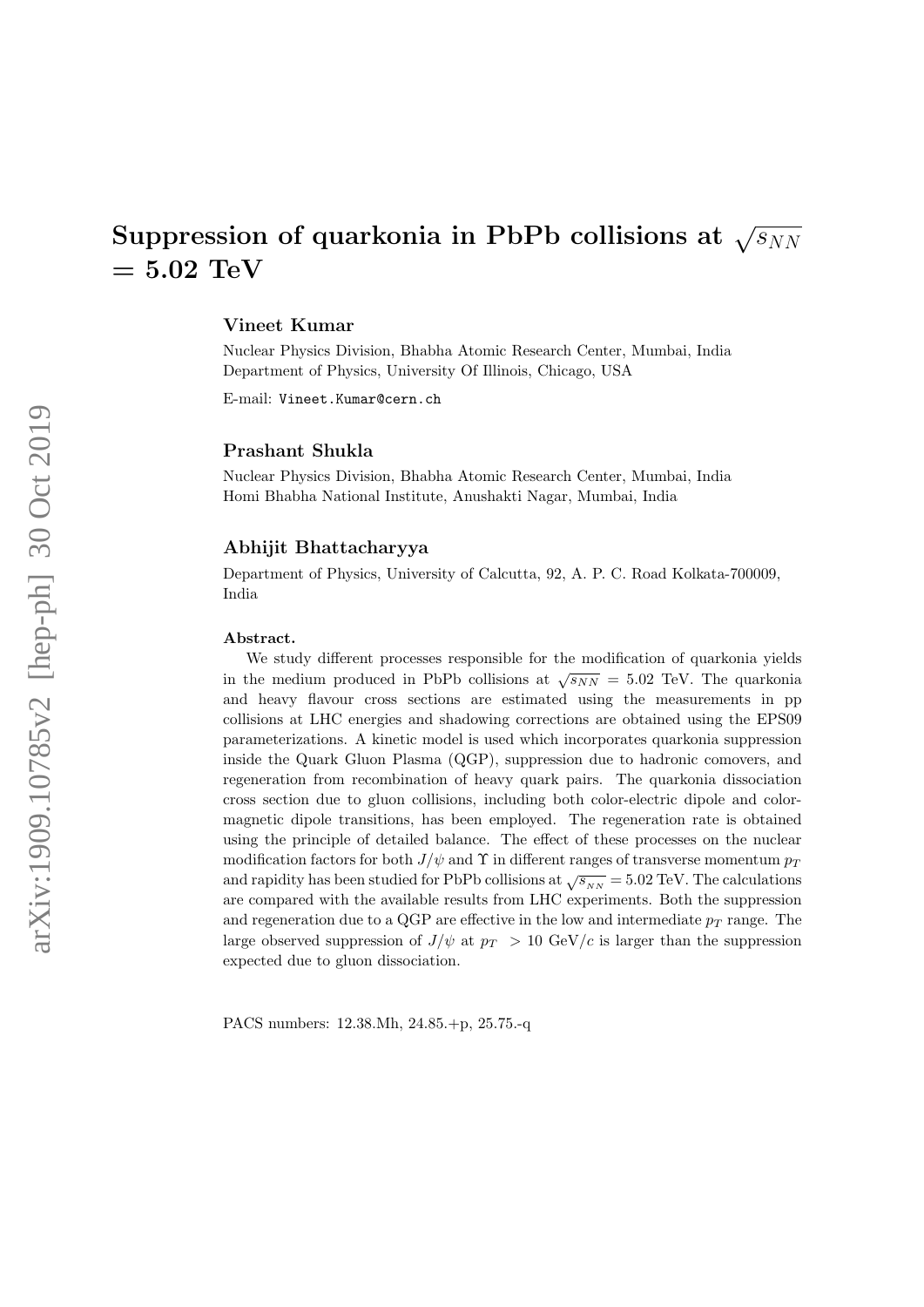# Suppression of quarkonia in PbPb collisions at $\sqrt{s_{NN}}$ = 5.02 TeV

**Vineet Kumar**

Nuclear Physics Division, Bhabha Atomic Research Center, Mumbai, India
Department of Physics, University Of Illinois, Chicago, USA

E-mail: Vineet.Kumar@cern.ch

**Prashant Shukla**

Nuclear Physics Division, Bhabha Atomic Research Center, Mumbai, India
Homi Bhabha National Institute, Anushakti Nagar, Mumbai, India

**Abhijit Bhattacharyya**

Department of Physics, University of Calcutta, 92, A. P. C. Road Kolkata-700009, India

**Abstract.**

We study different processes responsible for the modification of quarkonia yields in the medium produced in PbPb collisions at $\sqrt{s_{NN}}$ = 5.02 TeV. The quarkonia and heavy flavour cross sections are estimated using the measurements in pp collisions at LHC energies and shadowing corrections are obtained using the EPS09 parameterizations. A kinetic model is used which incorporates quarkonia suppression inside the Quark Gluon Plasma (QGP), suppression due to hadronic comovers, and regeneration from recombination of heavy quark pairs. The quarkonia dissociation cross section due to gluon collisions, including both color-electric dipole and color-magnetic dipole transitions, has been employed. The regeneration rate is obtained using the principle of detailed balance. The effect of these processes on the nuclear modification factors for both $J/\psi$ and $\Upsilon$ in different ranges of transverse momentum $p_T$ and rapidity has been studied for PbPb collisions at $\sqrt{s_{NN}}$ = 5.02 TeV. The calculations are compared with the available results from LHC experiments. Both the suppression and regeneration due to a QGP are effective in the low and intermediate $p_T$ range. The large observed suppression of $J/\psi$ at $p_T$ > 10 GeV/$c$ is larger than the suppression expected due to gluon dissociation.

PACS numbers: 12.38.Mh, 24.85.+p, 25.75.-q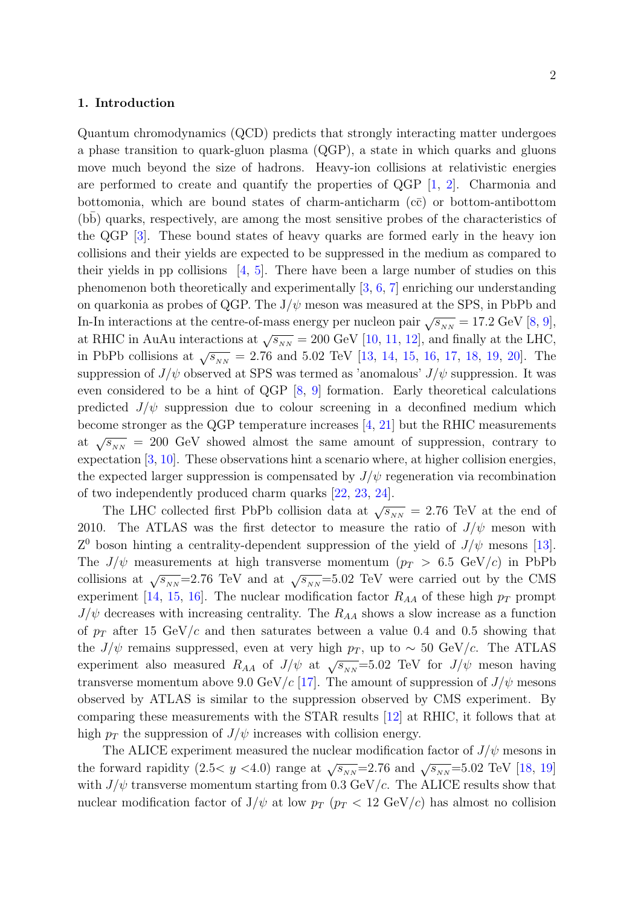## 1. Introduction

Quantum chromodynamics (QCD) predicts that strongly interacting matter undergoes a phase transition to quark-gluon plasma (QGP), a state in which quarks and gluons move much beyond the size of hadrons. Heavy-ion collisions at relativistic energies are performed to create and quantify the properties of QGP [1, 2]. Charmonia and bottomonia, which are bound states of charm-anticharm ($c\bar{c}$) or bottom-antibottom ($b\bar{b}$) quarks, respectively, are among the most sensitive probes of the characteristics of the QGP [3]. These bound states of heavy quarks are formed early in the heavy ion collisions and their yields are expected to be suppressed in the medium as compared to their yields in pp collisions [4, 5]. There have been a large number of studies on this phenomenon both theoretically and experimentally [3, 6, 7] enriching our understanding on quarkonia as probes of QGP. The J/$\psi$ meson was measured at the SPS, in PbPb and In-In interactions at the centre-of-mass energy per nucleon pair $\sqrt{s_{_{NN}}}$ = 17.2 GeV [8, 9], at RHIC in AuAu interactions at $\sqrt{s_{_{NN}}}$ = 200 GeV [10, 11, 12], and finally at the LHC, in PbPb collisions at $\sqrt{s_{_{NN}}}$ = 2.76 and 5.02 TeV [13, 14, 15, 16, 17, 18, 19, 20]. The suppression of $J/\psi$ observed at SPS was termed as 'anomalous' $J/\psi$ suppression. It was even considered to be a hint of QGP [8, 9] formation. Early theoretical calculations predicted $J/\psi$ suppression due to colour screening in a deconfined medium which become stronger as the QGP temperature increases [4, 21] but the RHIC measurements at $\sqrt{s_{_{NN}}}$ = 200 GeV showed almost the same amount of suppression, contrary to expectation [3, 10]. These observations hint a scenario where, at higher collision energies, the expected larger suppression is compensated by $J/\psi$ regeneration via recombination of two independently produced charm quarks [22, 23, 24].

The LHC collected first PbPb collision data at $\sqrt{s_{_{NN}}}$ = 2.76 TeV at the end of 2010. The ATLAS was the first detector to measure the ratio of $J/\psi$ meson with $Z^0$ boson hinting a centrality-dependent suppression of the yield of $J/\psi$ mesons [13]. The $J/\psi$ measurements at high transverse momentum ($p_T$ > 6.5 GeV/$c$) in PbPb collisions at $\sqrt{s_{_{NN}}}$=2.76 TeV and at $\sqrt{s_{_{NN}}}$=5.02 TeV were carried out by the CMS experiment [14, 15, 16]. The nuclear modification factor $R_{AA}$ of these high $p_T$ prompt $J/\psi$ decreases with increasing centrality. The $R_{AA}$ shows a slow increase as a function of $p_T$ after 15 GeV/$c$ and then saturates between a value 0.4 and 0.5 showing that the $J/\psi$ remains suppressed, even at very high $p_T$, up to $\sim$ 50 GeV/$c$. The ATLAS experiment also measured $R_{AA}$ of $J/\psi$ at $\sqrt{s_{_{NN}}}$=5.02 TeV for $J/\psi$ meson having transverse momentum above 9.0 GeV/$c$ [17]. The amount of suppression of $J/\psi$ mesons observed by ATLAS is similar to the suppression observed by CMS experiment. By comparing these measurements with the STAR results [12] at RHIC, it follows that at high $p_T$ the suppression of $J/\psi$ increases with collision energy.

The ALICE experiment measured the nuclear modification factor of $J/\psi$ mesons in the forward rapidity (2.5< $y$ <4.0) range at $\sqrt{s_{_{NN}}}$=2.76 and $\sqrt{s_{_{NN}}}$=5.02 TeV [18, 19] with $J/\psi$ transverse momentum starting from 0.3 GeV/$c$. The ALICE results show that nuclear modification factor of J/$\psi$ at low $p_T$ ($p_T$ < 12 GeV/$c$) has almost no collision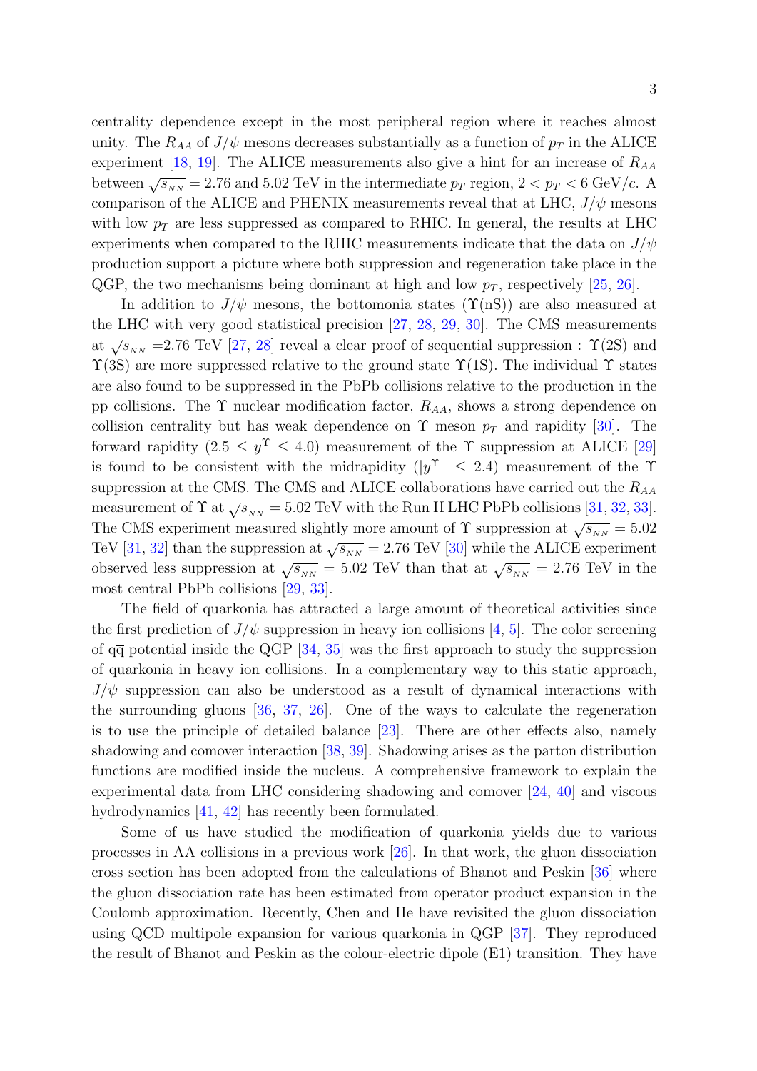centrality dependence except in the most peripheral region where it reaches almost unity. The $R_{AA}$ of $J/\psi$ mesons decreases substantially as a function of $p_T$ in the ALICE experiment [18, 19]. The ALICE measurements also give a hint for an increase of $R_{AA}$ between $\sqrt{s_{NN}} = 2.76$ and 5.02 TeV in the intermediate $p_T$ region, $2 < p_T < 6$ GeV/$c$. A comparison of the ALICE and PHENIX measurements reveal that at LHC, $J/\psi$ mesons with low $p_T$ are less suppressed as compared to RHIC. In general, the results at LHC experiments when compared to the RHIC measurements indicate that the data on $J/\psi$ production support a picture where both suppression and regeneration take place in the QGP, the two mechanisms being dominant at high and low $p_T$, respectively [25, 26].

In addition to $J/\psi$ mesons, the bottomonia states ($\Upsilon$(nS)) are also measured at the LHC with very good statistical precision [27, 28, 29, 30]. The CMS measurements at $\sqrt{s_{NN}}$ =2.76 TeV [27, 28] reveal a clear proof of sequential suppression : $\Upsilon$(2S) and $\Upsilon$(3S) are more suppressed relative to the ground state $\Upsilon$(1S). The individual $\Upsilon$ states are also found to be suppressed in the PbPb collisions relative to the production in the pp collisions. The $\Upsilon$ nuclear modification factor, $R_{AA}$, shows a strong dependence on collision centrality but has weak dependence on $\Upsilon$ meson $p_T$ and rapidity [30]. The forward rapidity ($2.5 \leq y^{\Upsilon} \leq 4.0$) measurement of the $\Upsilon$ suppression at ALICE [29] is found to be consistent with the midrapidity ($|y^{\Upsilon}| \leq 2.4$) measurement of the $\Upsilon$ suppression at the CMS. The CMS and ALICE collaborations have carried out the $R_{AA}$ measurement of $\Upsilon$ at $\sqrt{s_{NN}} = 5.02$ TeV with the Run II LHC PbPb collisions [31, 32, 33]. The CMS experiment measured slightly more amount of $\Upsilon$ suppression at $\sqrt{s_{NN}} = 5.02$ TeV [31, 32] than the suppression at $\sqrt{s_{NN}} = 2.76$ TeV [30] while the ALICE experiment observed less suppression at $\sqrt{s_{NN}} = 5.02$ TeV than that at $\sqrt{s_{NN}} = 2.76$ TeV in the most central PbPb collisions [29, 33].

The field of quarkonia has attracted a large amount of theoretical activities since the first prediction of $J/\psi$ suppression in heavy ion collisions [4, 5]. The color screening of $q\overline{q}$ potential inside the QGP [34, 35] was the first approach to study the suppression of quarkonia in heavy ion collisions. In a complementary way to this static approach, $J/\psi$ suppression can also be understood as a result of dynamical interactions with the surrounding gluons [36, 37, 26]. One of the ways to calculate the regeneration is to use the principle of detailed balance [23]. There are other effects also, namely shadowing and comover interaction [38, 39]. Shadowing arises as the parton distribution functions are modified inside the nucleus. A comprehensive framework to explain the experimental data from LHC considering shadowing and comover [24, 40] and viscous hydrodynamics [41, 42] has recently been formulated.

Some of us have studied the modification of quarkonia yields due to various processes in AA collisions in a previous work [26]. In that work, the gluon dissociation cross section has been adopted from the calculations of Bhanot and Peskin [36] where the gluon dissociation rate has been estimated from operator product expansion in the Coulomb approximation. Recently, Chen and He have revisited the gluon dissociation using QCD multipole expansion for various quarkonia in QGP [37]. They reproduced the result of Bhanot and Peskin as the colour-electric dipole (E1) transition. They have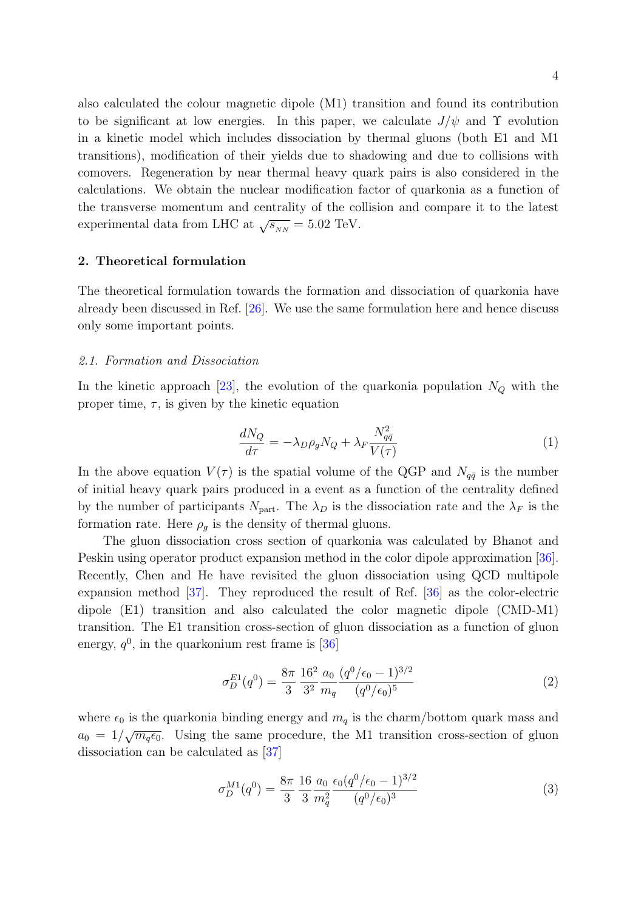also calculated the colour magnetic dipole (M1) transition and found its contribution to be significant at low energies. In this paper, we calculate $J/\psi$ and $\Upsilon$ evolution in a kinetic model which includes dissociation by thermal gluons (both E1 and M1 transitions), modification of their yields due to shadowing and due to collisions with comovers. Regeneration by near thermal heavy quark pairs is also considered in the calculations. We obtain the nuclear modification factor of quarkonia as a function of the transverse momentum and centrality of the collision and compare it to the latest experimental data from LHC at $\sqrt{s_{_{NN}}} = 5.02$ TeV.

## 2. Theoretical formulation

The theoretical formulation towards the formation and dissociation of quarkonia have already been discussed in Ref. [26]. We use the same formulation here and hence discuss only some important points.

### *2.1. Formation and Dissociation*

In the kinetic approach [23], the evolution of the quarkonia population $N_Q$ with the proper time, $\tau$, is given by the kinetic equation

$$\frac{dN_Q}{d\tau} = -\lambda_D \rho_g N_Q + \lambda_F \frac{N_{q\bar{q}}^2}{V(\tau)} \tag{1}$$

In the above equation $V(\tau)$ is the spatial volume of the QGP and $N_{q\bar{q}}$ is the number of initial heavy quark pairs produced in a event as a function of the centrality defined by the number of participants $N_{\rm part}$. The $\lambda_D$ is the dissociation rate and the $\lambda_F$ is the formation rate. Here $\rho_g$ is the density of thermal gluons.

The gluon dissociation cross section of quarkonia was calculated by Bhanot and Peskin using operator product expansion method in the color dipole approximation [36]. Recently, Chen and He have revisited the gluon dissociation using QCD multipole expansion method [37]. They reproduced the result of Ref. [36] as the color-electric dipole (E1) transition and also calculated the color magnetic dipole (CMD-M1) transition. The E1 transition cross-section of gluon dissociation as a function of gluon energy, $q^0$, in the quarkonium rest frame is [36]

$$\sigma_D^{E1}(q^0) = \frac{8\pi}{3}\frac{16^2}{3^2}\frac{a_0}{m_q}\frac{(q^0/\epsilon_0 - 1)^{3/2}}{(q^0/\epsilon_0)^5} \tag{2}$$

where $\epsilon_0$ is the quarkonia binding energy and $m_q$ is the charm/bottom quark mass and $a_0 = 1/\sqrt{m_q \epsilon_0}$. Using the same procedure, the M1 transition cross-section of gluon dissociation can be calculated as [37]

$$\sigma_D^{M1}(q^0) = \frac{8\pi}{3}\frac{16}{3}\frac{a_0}{m_q^2}\frac{\epsilon_0(q^0/\epsilon_0 - 1)^{3/2}}{(q^0/\epsilon_0)^3} \tag{3}$$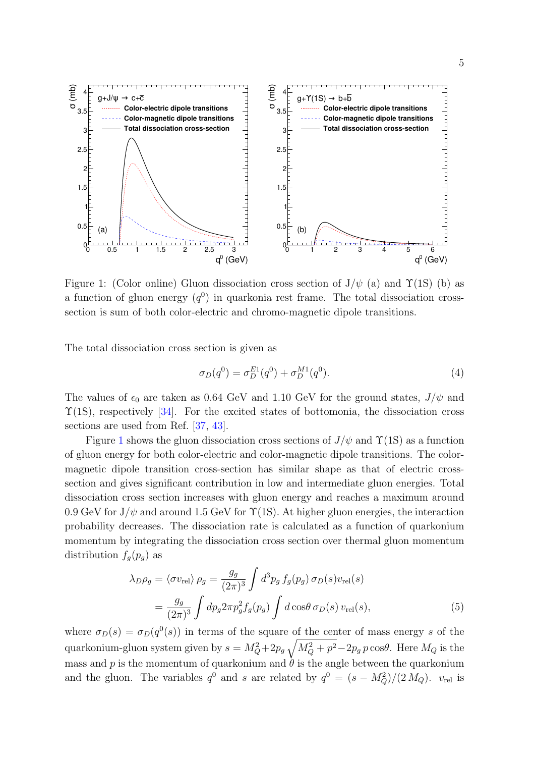Figure 1: (Color online) Gluon dissociation cross section of J/$\psi$ (a) and $\Upsilon$(1S) (b) as a function of gluon energy ($q^0$) in quarkonia rest frame. The total dissociation cross-section is sum of both color-electric and chromo-magnetic dipole transitions.

The total dissociation cross section is given as

$$\sigma_D(q^0) = \sigma_D^{E1}(q^0) + \sigma_D^{M1}(q^0). \tag{4}$$

The values of $\epsilon_0$ are taken as 0.64 GeV and 1.10 GeV for the ground states, $J/\psi$ and $\Upsilon(1S)$, respectively [34]. For the excited states of bottomonia, the dissociation cross sections are used from Ref. [37, 43].

Figure 1 shows the gluon dissociation cross sections of $J/\psi$ and $\Upsilon(1S)$ as a function of gluon energy for both color-electric and color-magnetic dipole transitions. The color-magnetic dipole transition cross-section has similar shape as that of electric cross-section and gives significant contribution in low and intermediate gluon energies. Total dissociation cross section increases with gluon energy and reaches a maximum around 0.9 GeV for J/$\psi$ and around 1.5 GeV for $\Upsilon$(1S). At higher gluon energies, the interaction probability decreases. The dissociation rate is calculated as a function of quarkonium momentum by integrating the dissociation cross section over thermal gluon momentum distribution $f_g(p_g)$ as

$$\begin{aligned}
\lambda_D \rho_g = \langle \sigma v_{\rm rel} \rangle \, \rho_g &= \frac{g_g}{(2\pi)^3} \int d^3p_g \, f_g(p_g) \, \sigma_D(s) v_{\rm rel}(s) \\
&= \frac{g_g}{(2\pi)^3} \int dp_g 2\pi p_g^2 f_g(p_g) \int d\cos\theta \, \sigma_D(s) \, v_{\rm rel}(s),
\end{aligned} \tag{5}$$

where $\sigma_D(s) = \sigma_D(q^0(s))$ in terms of the square of the center of mass energy $s$ of the quarkonium-gluon system given by $s = M_Q^2 + 2p_g \sqrt{M_Q^2 + p^2} - 2p_g \, p \cos\theta$. Here $M_Q$ is the mass and $p$ is the momentum of quarkonium and $\theta$ is the angle between the quarkonium and the gluon. The variables $q^0$ and $s$ are related by $q^0 = (s - M_Q^2)/(2\,M_Q)$. $v_{\rm rel}$ is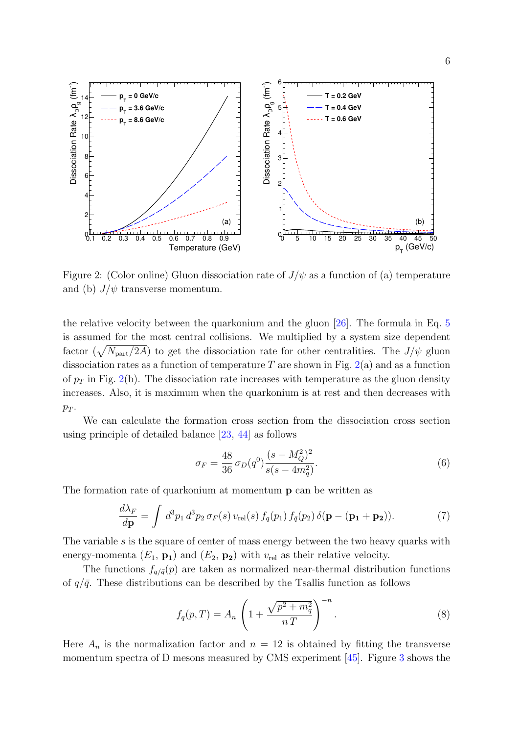Figure 2: (Color online) Gluon dissociation rate of $J/\psi$ as a function of (a) temperature and (b) $J/\psi$ transverse momentum.

the relative velocity between the quarkonium and the gluon [26]. The formula in Eq. 5 is assumed for the most central collisions. We multiplied by a system size dependent factor ($\sqrt{N_{\rm part}/2A}$) to get the dissociation rate for other centralities. The $J/\psi$ gluon dissociation rates as a function of temperature $T$ are shown in Fig. 2(a) and as a function of $p_T$ in Fig. 2(b). The dissociation rate increases with temperature as the gluon density increases. Also, it is maximum when the quarkonium is at rest and then decreases with $p_T$.

We can calculate the formation cross section from the dissociation cross section using principle of detailed balance [23, 44] as follows

$$\sigma_F = \frac{48}{36}\,\sigma_D(q^0)\frac{(s-M_Q^2)^2}{s(s-4m_q^2)}. \tag{6}$$

The formation rate of quarkonium at momentum $\mathbf{p}$ can be written as

$$\frac{d\lambda_F}{d\mathbf{p}} = \int d^3p_1\, d^3p_2\, \sigma_F(s)\, v_{\rm rel}(s)\, f_q(p_1)\, f_{\bar{q}}(p_2)\, \delta(\mathbf{p} - (\mathbf{p_1} + \mathbf{p_2})). \tag{7}$$

The variable $s$ is the square of center of mass energy between the two heavy quarks with energy-momenta ($E_1$, $\mathbf{p_1}$) and ($E_2$, $\mathbf{p_2}$) with $v_{\rm rel}$ as their relative velocity.

The functions $f_{q/\bar{q}}(p)$ are taken as normalized near-thermal distribution functions of $q/\bar{q}$. These distributions can be described by the Tsallis function as follows

$$f_q(p,T) = A_n\left(1 + \frac{\sqrt{p^2+m_q^2}}{n\,T}\right)^{-n}. \tag{8}$$

Here $A_n$ is the normalization factor and $n = 12$ is obtained by fitting the transverse momentum spectra of D mesons measured by CMS experiment [45]. Figure 3 shows the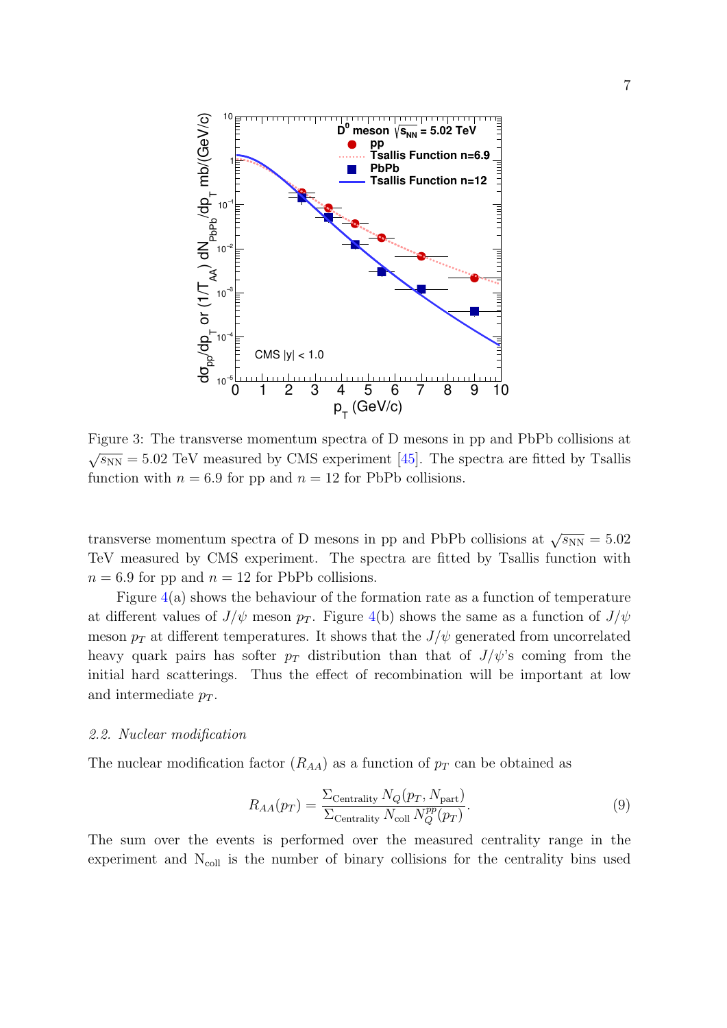Figure 3: The transverse momentum spectra of D mesons in pp and PbPb collisions at $\sqrt{s_{\rm NN}} = 5.02$ TeV measured by CMS experiment [45]. The spectra are fitted by Tsallis function with $n = 6.9$ for pp and $n = 12$ for PbPb collisions.

transverse momentum spectra of D mesons in pp and PbPb collisions at $\sqrt{s_{\rm NN}} = 5.02$ TeV measured by CMS experiment. The spectra are fitted by Tsallis function with $n = 6.9$ for pp and $n = 12$ for PbPb collisions.

Figure 4(a) shows the behaviour of the formation rate as a function of temperature at different values of $J/\psi$ meson $p_T$. Figure 4(b) shows the same as a function of $J/\psi$ meson $p_T$ at different temperatures. It shows that the $J/\psi$ generated from uncorrelated heavy quark pairs has softer $p_T$ distribution than that of $J/\psi$'s coming from the initial hard scatterings. Thus the effect of recombination will be important at low and intermediate $p_T$.

### *2.2. Nuclear modification*

The nuclear modification factor ($R_{AA}$) as a function of $p_T$ can be obtained as

$$R_{AA}(p_T) = \frac{\Sigma_{\rm Centrality}\, N_Q(p_T, N_{\rm part})}{\Sigma_{\rm Centrality}\, N_{\rm coll}\, N_Q^{pp}(p_T)}. \tag{9}$$

The sum over the events is performed over the measured centrality range in the experiment and $\rm N_{coll}$ is the number of binary collisions for the centrality bins used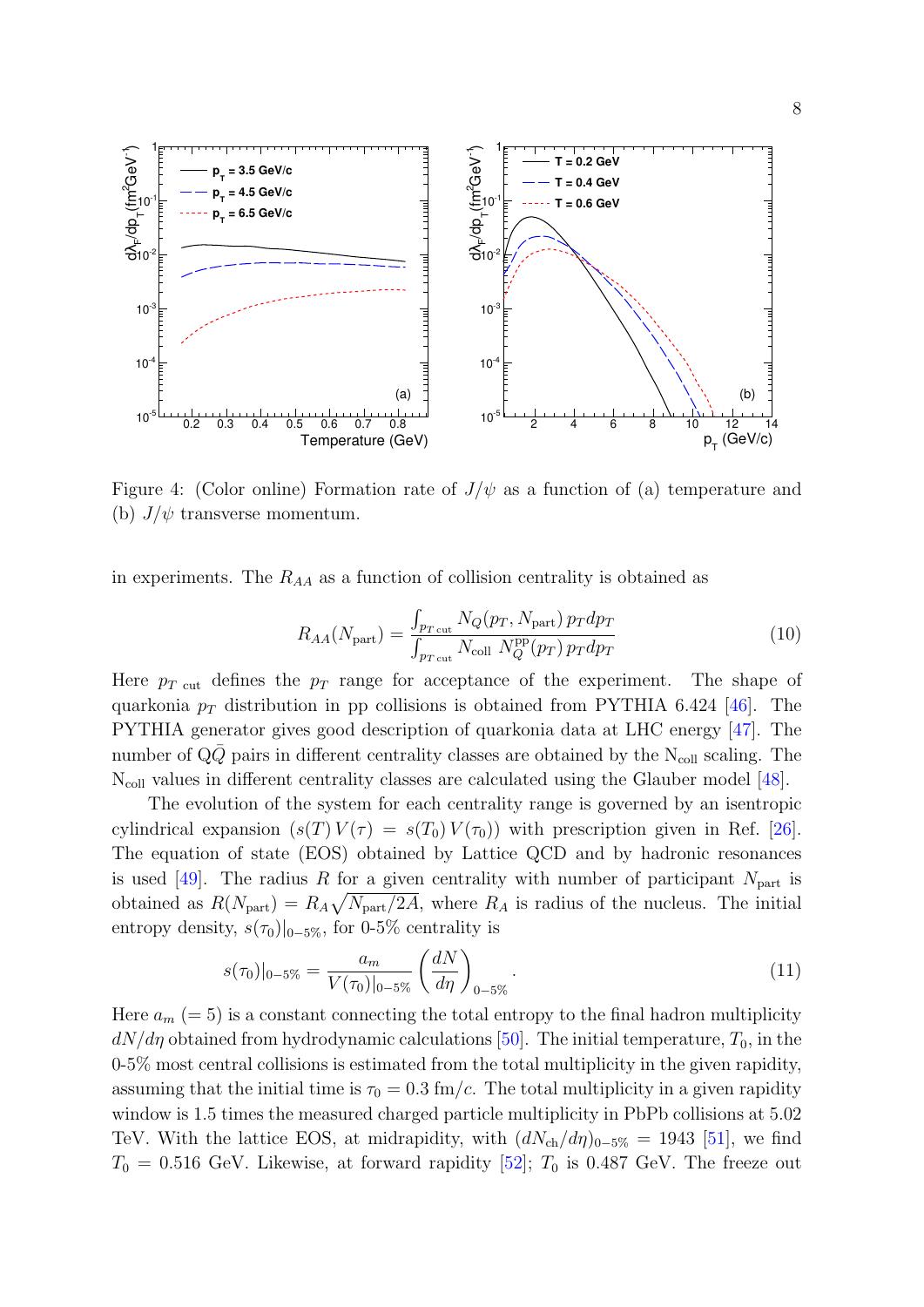Figure 4: (Color online) Formation rate of $J/\psi$ as a function of (a) temperature and (b) $J/\psi$ transverse momentum.

in experiments. The $R_{AA}$ as a function of collision centrality is obtained as

$$R_{AA}(N_{\rm part}) = \frac{\int_{p_{T\,\rm cut}} N_Q(p_T, N_{\rm part})\, p_T dp_T}{\int_{p_{T\,\rm cut}} N_{\rm coll}\; N_Q^{\rm pp}(p_T)\, p_T dp_T} \tag{10}$$

Here $p_{T\ \rm cut}$ defines the $p_T$ range for acceptance of the experiment. The shape of quarkonia $p_T$ distribution in pp collisions is obtained from PYTHIA 6.424 [46]. The PYTHIA generator gives good description of quarkonia data at LHC energy [47]. The number of $Q\bar{Q}$ pairs in different centrality classes are obtained by the $N_{\rm coll}$ scaling. The $N_{\rm coll}$ values in different centrality classes are calculated using the Glauber model [48].

The evolution of the system for each centrality range is governed by an isentropic cylindrical expansion ($s(T)\,V(\tau) = s(T_0)\,V(\tau_0)$) with prescription given in Ref. [26]. The equation of state (EOS) obtained by Lattice QCD and by hadronic resonances is used [49]. The radius $R$ for a given centrality with number of participant $N_{\rm part}$ is obtained as $R(N_{\rm part}) = R_A\sqrt{N_{\rm part}/2A}$, where $R_A$ is radius of the nucleus. The initial entropy density, $s(\tau_0)|_{0-5\%}$, for 0-5% centrality is

$$s(\tau_0)|_{0-5\%} = \frac{a_m}{V(\tau_0)|_{0-5\%}}\left(\frac{dN}{d\eta}\right)_{0-5\%}. \tag{11}$$

Here $a_m$ ($= 5$) is a constant connecting the total entropy to the final hadron multiplicity $dN/d\eta$ obtained from hydrodynamic calculations [50]. The initial temperature, $T_0$, in the 0-5% most central collisions is estimated from the total multiplicity in the given rapidity, assuming that the initial time is $\tau_0 = 0.3$ fm/$c$. The total multiplicity in a given rapidity window is 1.5 times the measured charged particle multiplicity in PbPb collisions at 5.02 TeV. With the lattice EOS, at midrapidity, with $(dN_{\rm ch}/d\eta)_{0-5\%} = 1943$ [51], we find $T_0 = 0.516$ GeV. Likewise, at forward rapidity [52]; $T_0$ is 0.487 GeV. The freeze out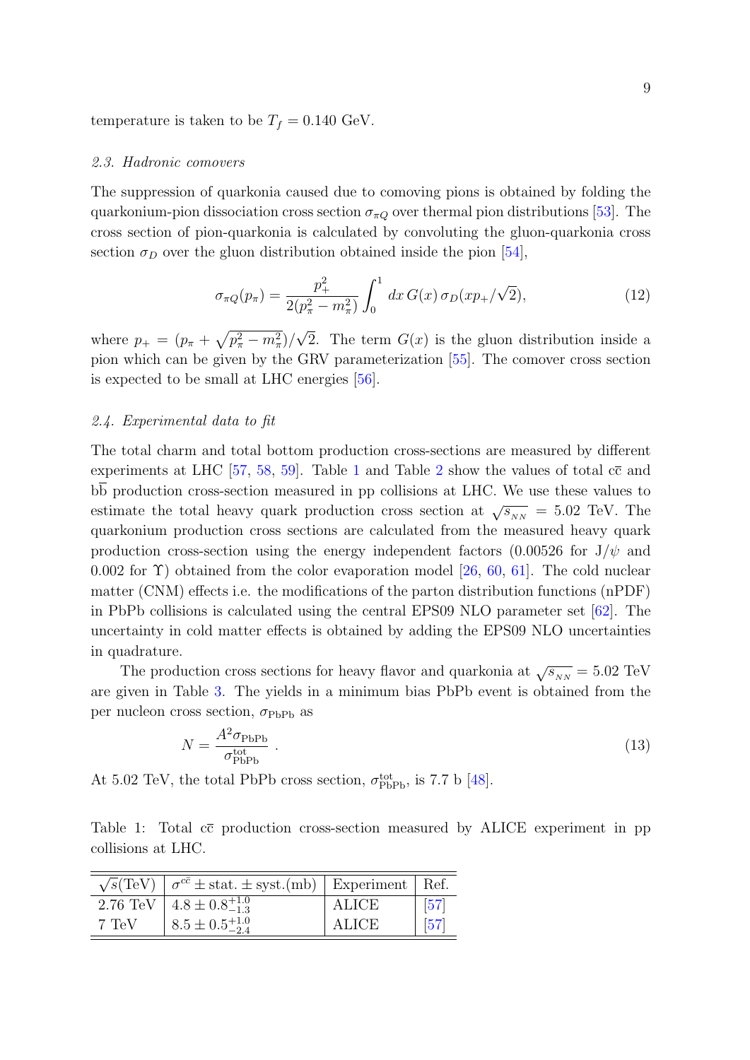temperature is taken to be $T_f = 0.140$ GeV.

### *2.3. Hadronic comovers*

The suppression of quarkonia caused due to comoving pions is obtained by folding the quarkonium-pion dissociation cross section $\sigma_{\pi Q}$ over thermal pion distributions [53]. The cross section of pion-quarkonia is calculated by convoluting the gluon-quarkonia cross section $\sigma_D$ over the gluon distribution obtained inside the pion [54],

$$\sigma_{\pi Q}(p_\pi) = \frac{p_+^2}{2(p_\pi^2 - m_\pi^2)} \int_0^1 dx\, G(x)\, \sigma_D(xp_+/\sqrt{2}), \tag{12}$$

where $p_+ = (p_\pi + \sqrt{p_\pi^2 - m_\pi^2})/\sqrt{2}$. The term $G(x)$ is the gluon distribution inside a pion which can be given by the GRV parameterization [55]. The comover cross section is expected to be small at LHC energies [56].

### *2.4. Experimental data to fit*

The total charm and total bottom production cross-sections are measured by different experiments at LHC [57, 58, 59]. Table 1 and Table 2 show the values of total $c\bar{c}$ and $b\bar{b}$ production cross-section measured in pp collisions at LHC. We use these values to estimate the total heavy quark production cross section at $\sqrt{s_{NN}} = 5.02$ TeV. The quarkonium production cross sections are calculated from the measured heavy quark production cross-section using the energy independent factors (0.00526 for J/$\psi$ and 0.002 for $\Upsilon$) obtained from the color evaporation model [26, 60, 61]. The cold nuclear matter (CNM) effects i.e. the modifications of the parton distribution functions (nPDF) in PbPb collisions is calculated using the central EPS09 NLO parameter set [62]. The uncertainty in cold matter effects is obtained by adding the EPS09 NLO uncertainties in quadrature.

The production cross sections for heavy flavor and quarkonia at $\sqrt{s_{NN}} = 5.02$ TeV are given in Table 3. The yields in a minimum bias PbPb event is obtained from the per nucleon cross section, $\sigma_{\rm PbPb}$ as

$$N = \frac{A^2 \sigma_{\rm PbPb}}{\sigma_{\rm PbPb}^{\rm tot}}\,. \tag{13}$$

At 5.02 TeV, the total PbPb cross section, $\sigma_{\rm PbPb}^{\rm tot}$, is 7.7 b [48].

Table 1: Total $c\bar{c}$ production cross-section measured by ALICE experiment in pp collisions at LHC.

| $\sqrt{s}$(TeV) | $\sigma^{c\bar{c}} \pm$ stat. $\pm$ syst.(mb) | Experiment | Ref. |
|---|---|---|---|
| 2.76 TeV | $4.8 \pm 0.8^{+1.0}_{-1.3}$ | ALICE | [57] |
| 7 TeV | $8.5 \pm 0.5^{+1.0}_{-2.4}$ | ALICE | [57] |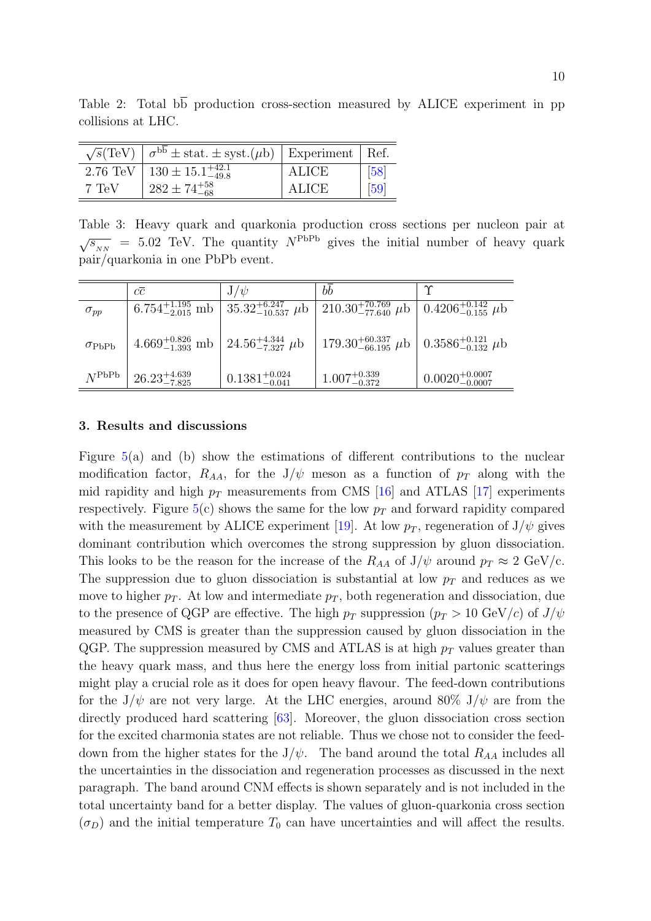Table 2: Total $\mathrm{b\overline{b}}$ production cross-section measured by ALICE experiment in pp collisions at LHC.

| $\sqrt{s}$(TeV) | $\sigma^{\mathrm{b\overline{b}}} \pm$ stat. $\pm$ syst.($\mu$b) | Experiment | Ref. |
|---|---|---|---|
| 2.76 TeV | $130 \pm 15.1^{+42.1}_{-49.8}$ | ALICE | [58] |
| 7 TeV | $282 \pm 74^{+58}_{-68}$ | ALICE | [59] |

Table 3: Heavy quark and quarkonia production cross sections per nucleon pair at $\sqrt{s_{_{NN}}}$ = 5.02 TeV. The quantity $N^{\mathrm{PbPb}}$ gives the initial number of heavy quark pair/quarkonia in one PbPb event.

| | $c\overline{c}$ | J/$\psi$ | $b\overline{b}$ | $\Upsilon$ |
|---|---|---|---|---|
| $\sigma_{pp}$ | $6.754^{+1.195}_{-2.015}$ mb | $35.32^{+6.247}_{-10.537}$ $\mu$b | $210.30^{+70.769}_{-77.640}$ $\mu$b | $0.4206^{+0.142}_{-0.155}$ $\mu$b |
| $\sigma_{\mathrm{PbPb}}$ | $4.669^{+0.826}_{-1.393}$ mb | $24.56^{+4.344}_{-7.327}$ $\mu$b | $179.30^{+60.337}_{-66.195}$ $\mu$b | $0.3586^{+0.121}_{-0.132}$ $\mu$b |
| $N^{\mathrm{PbPb}}$ | $26.23^{+4.639}_{-7.825}$ | $0.1381^{+0.024}_{-0.041}$ | $1.007^{+0.339}_{-0.372}$ | $0.0020^{+0.0007}_{-0.0007}$ |

### 3. Results and discussions

Figure 5(a) and (b) show the estimations of different contributions to the nuclear modification factor, $R_{AA}$, for the J/$\psi$ meson as a function of $p_T$ along with the mid rapidity and high $p_T$ measurements from CMS [16] and ATLAS [17] experiments respectively. Figure 5(c) shows the same for the low $p_T$ and forward rapidity compared with the measurement by ALICE experiment [19]. At low $p_T$, regeneration of J/$\psi$ gives dominant contribution which overcomes the strong suppression by gluon dissociation. This looks to be the reason for the increase of the $R_{AA}$ of J/$\psi$ around $p_T \approx 2$ GeV/c. The suppression due to gluon dissociation is substantial at low $p_T$ and reduces as we move to higher $p_T$. At low and intermediate $p_T$, both regeneration and dissociation, due to the presence of QGP are effective. The high $p_T$ suppression ($p_T > 10$ GeV/$c$) of $J/\psi$ measured by CMS is greater than the suppression caused by gluon dissociation in the QGP. The suppression measured by CMS and ATLAS is at high $p_T$ values greater than the heavy quark mass, and thus here the energy loss from initial partonic scatterings might play a crucial role as it does for open heavy flavour. The feed-down contributions for the J/$\psi$ are not very large. At the LHC energies, around 80% J/$\psi$ are from the directly produced hard scattering [63]. Moreover, the gluon dissociation cross section for the excited charmonia states are not reliable. Thus we chose not to consider the feed-down from the higher states for the J/$\psi$. The band around the total $R_{AA}$ includes all the uncertainties in the dissociation and regeneration processes as discussed in the next paragraph. The band around CNM effects is shown separately and is not included in the total uncertainty band for a better display. The values of gluon-quarkonia cross section ($\sigma_D$) and the initial temperature $T_0$ can have uncertainties and will affect the results.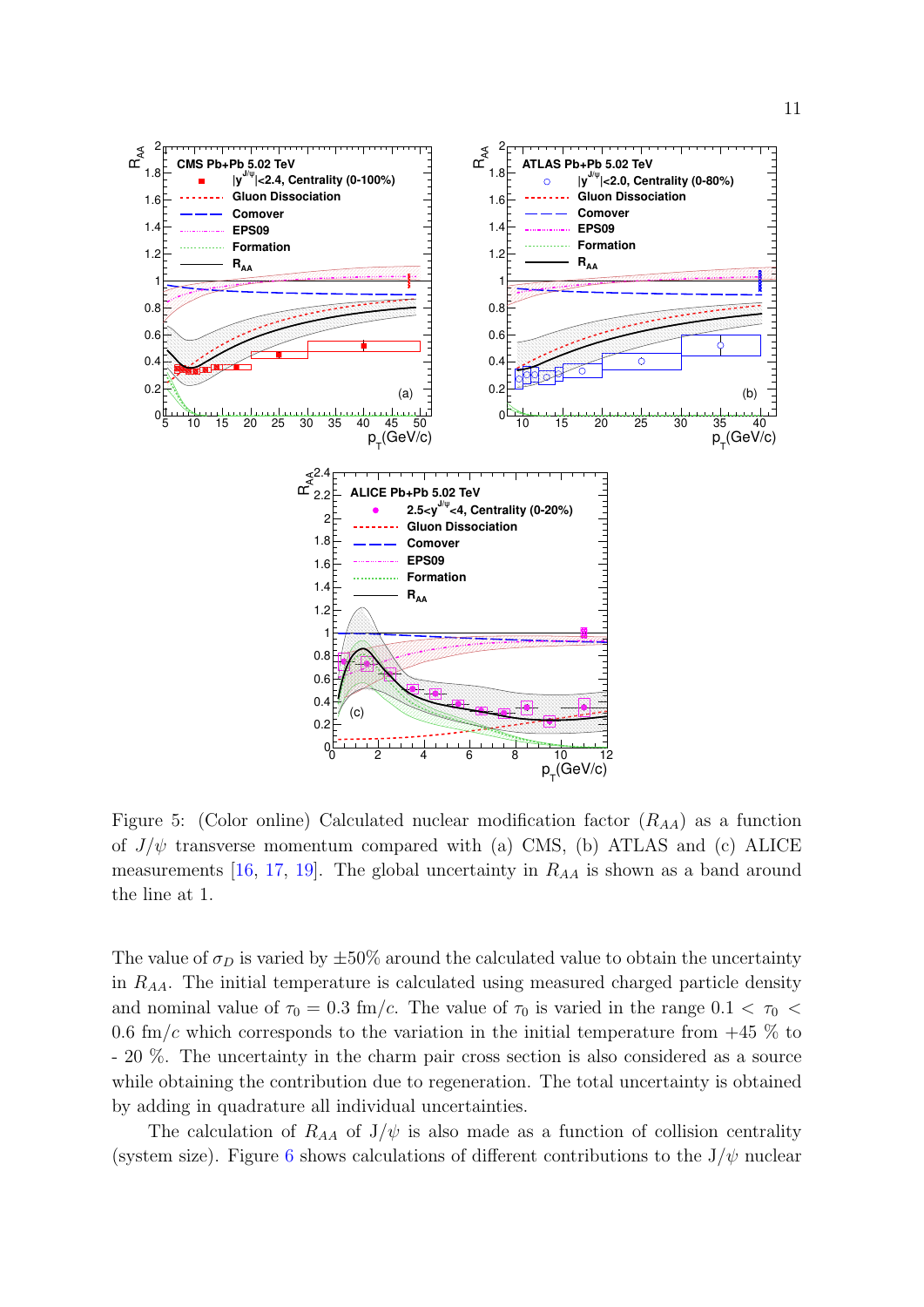Figure 5: (Color online) Calculated nuclear modification factor ($R_{AA}$) as a function of $J/\psi$ transverse momentum compared with (a) CMS, (b) ATLAS and (c) ALICE measurements [16, 17, 19]. The global uncertainty in $R_{AA}$ is shown as a band around the line at 1.

The value of $\sigma_D$ is varied by $\pm 50\%$ around the calculated value to obtain the uncertainty in $R_{AA}$. The initial temperature is calculated using measured charged particle density and nominal value of $\tau_0 = 0.3$ fm/$c$. The value of $\tau_0$ is varied in the range $0.1 < \tau_0 < 0.6$ fm/$c$ which corresponds to the variation in the initial temperature from +45 % to - 20 %. The uncertainty in the charm pair cross section is also considered as a source while obtaining the contribution due to regeneration. The total uncertainty is obtained by adding in quadrature all individual uncertainties.

The calculation of $R_{AA}$ of J/$\psi$ is also made as a function of collision centrality (system size). Figure 6 shows calculations of different contributions to the J/$\psi$ nuclear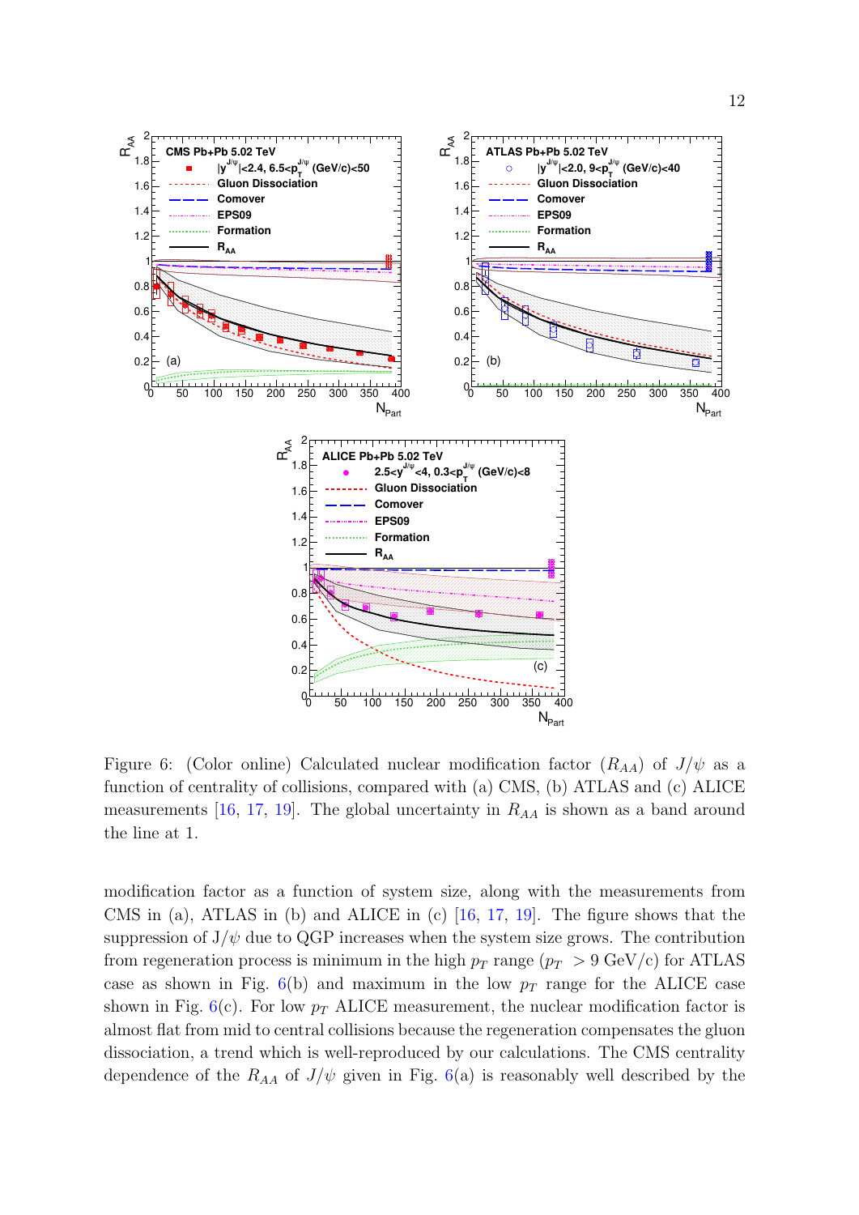Figure 6: (Color online) Calculated nuclear modification factor ($R_{AA}$) of $J/\psi$ as a function of centrality of collisions, compared with (a) CMS, (b) ATLAS and (c) ALICE measurements [16, 17, 19]. The global uncertainty in $R_{AA}$ is shown as a band around the line at 1.

modification factor as a function of system size, along with the measurements from CMS in (a), ATLAS in (b) and ALICE in (c) [16, 17, 19]. The figure shows that the suppression of J/$\psi$ due to QGP increases when the system size grows. The contribution from regeneration process is minimum in the high $p_T$ range ($p_T > 9$ GeV/c) for ATLAS case as shown in Fig. 6(b) and maximum in the low $p_T$ range for the ALICE case shown in Fig. 6(c). For low $p_T$ ALICE measurement, the nuclear modification factor is almost flat from mid to central collisions because the regeneration compensates the gluon dissociation, a trend which is well-reproduced by our calculations. The CMS centrality dependence of the $R_{AA}$ of $J/\psi$ given in Fig. 6(a) is reasonably well described by the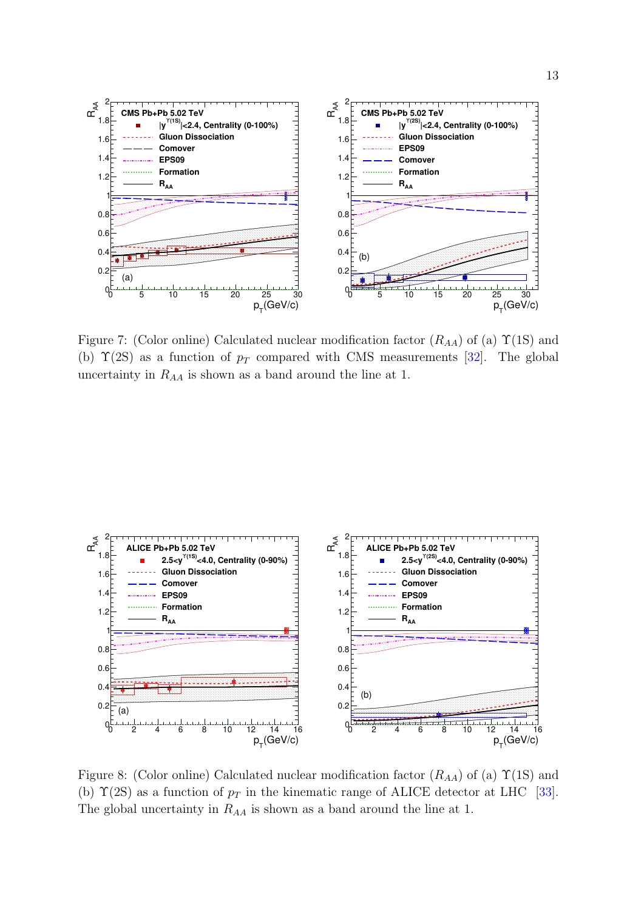Figure 7: (Color online) Calculated nuclear modification factor ($R_{AA}$) of (a) $\Upsilon$(1S) and (b) $\Upsilon$(2S) as a function of $p_T$ compared with CMS measurements [32]. The global uncertainty in $R_{AA}$ is shown as a band around the line at 1.

Figure 8: (Color online) Calculated nuclear modification factor ($R_{AA}$) of (a) $\Upsilon$(1S) and (b) $\Upsilon$(2S) as a function of $p_T$ in the kinematic range of ALICE detector at LHC [33]. The global uncertainty in $R_{AA}$ is shown as a band around the line at 1.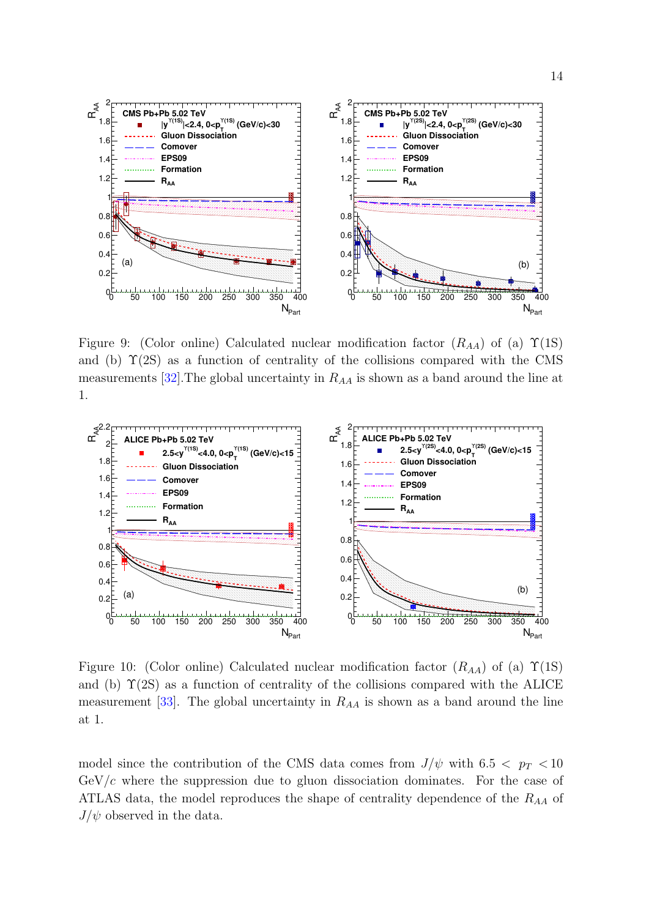Figure 9: (Color online) Calculated nuclear modification factor ($R_{AA}$) of (a) $\Upsilon$(1S) and (b) $\Upsilon$(2S) as a function of centrality of the collisions compared with the CMS measurements [32].The global uncertainty in $R_{AA}$ is shown as a band around the line at 1.

Figure 10: (Color online) Calculated nuclear modification factor ($R_{AA}$) of (a) $\Upsilon$(1S) and (b) $\Upsilon$(2S) as a function of centrality of the collisions compared with the ALICE measurement [33]. The global uncertainty in $R_{AA}$ is shown as a band around the line at 1.

model since the contribution of the CMS data comes from $J/\psi$ with $6.5 < p_T < 10$ GeV/$c$ where the suppression due to gluon dissociation dominates. For the case of ATLAS data, the model reproduces the shape of centrality dependence of the $R_{AA}$ of $J/\psi$ observed in the data.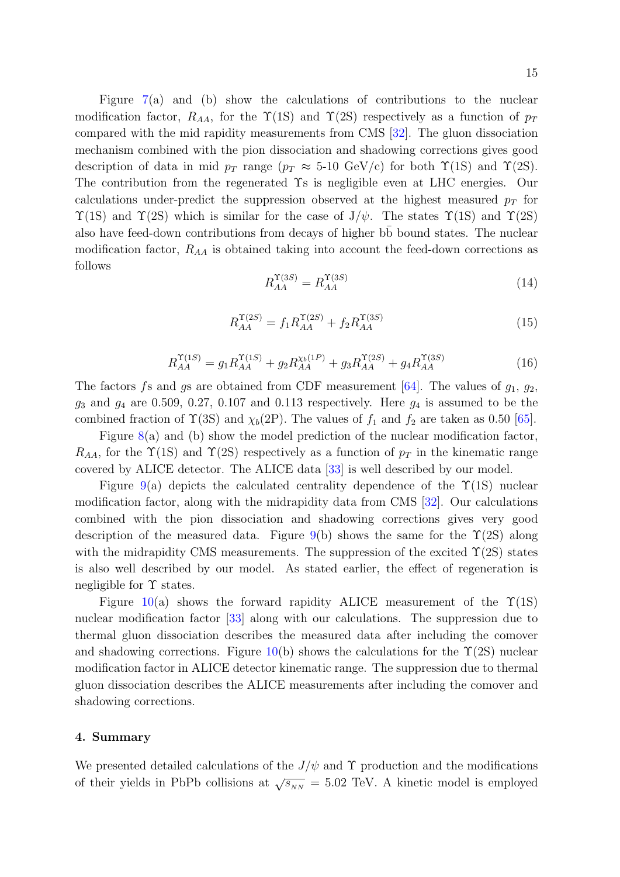Figure 7(a) and (b) show the calculations of contributions to the nuclear modification factor, $R_{AA}$, for the $\Upsilon$(1S) and $\Upsilon$(2S) respectively as a function of $p_T$ compared with the mid rapidity measurements from CMS [32]. The gluon dissociation mechanism combined with the pion dissociation and shadowing corrections gives good description of data in mid $p_T$ range ($p_T \approx$ 5-10 GeV/c) for both $\Upsilon$(1S) and $\Upsilon$(2S). The contribution from the regenerated $\Upsilon$s is negligible even at LHC energies. Our calculations under-predict the suppression observed at the highest measured $p_T$ for $\Upsilon$(1S) and $\Upsilon$(2S) which is similar for the case of J/$\psi$. The states $\Upsilon$(1S) and $\Upsilon$(2S) also have feed-down contributions from decays of higher b$\bar{\text{b}}$ bound states. The nuclear modification factor, $R_{AA}$ is obtained taking into account the feed-down corrections as follows

$$R_{AA}^{\Upsilon(3S)} = R_{AA}^{\Upsilon(3S)} \tag{14}$$

$$R_{AA}^{\Upsilon(2S)} = f_1 R_{AA}^{\Upsilon(2S)} + f_2 R_{AA}^{\Upsilon(3S)} \tag{15}$$

$$R_{AA}^{\Upsilon(1S)} = g_1 R_{AA}^{\Upsilon(1S)} + g_2 R_{AA}^{\chi_b(1P)} + g_3 R_{AA}^{\Upsilon(2S)} + g_4 R_{AA}^{\Upsilon(3S)} \tag{16}$$

The factors $f$s and $g$s are obtained from CDF measurement [64]. The values of $g_1$, $g_2$, $g_3$ and $g_4$ are 0.509, 0.27, 0.107 and 0.113 respectively. Here $g_4$ is assumed to be the combined fraction of $\Upsilon$(3S) and $\chi_b$(2P). The values of $f_1$ and $f_2$ are taken as 0.50 [65].

Figure 8(a) and (b) show the model prediction of the nuclear modification factor, $R_{AA}$, for the $\Upsilon$(1S) and $\Upsilon$(2S) respectively as a function of $p_T$ in the kinematic range covered by ALICE detector. The ALICE data [33] is well described by our model.

Figure 9(a) depicts the calculated centrality dependence of the $\Upsilon$(1S) nuclear modification factor, along with the midrapidity data from CMS [32]. Our calculations combined with the pion dissociation and shadowing corrections gives very good description of the measured data. Figure 9(b) shows the same for the $\Upsilon$(2S) along with the midrapidity CMS measurements. The suppression of the excited $\Upsilon$(2S) states is also well described by our model. As stated earlier, the effect of regeneration is negligible for $\Upsilon$ states.

Figure 10(a) shows the forward rapidity ALICE measurement of the $\Upsilon$(1S) nuclear modification factor [33] along with our calculations. The suppression due to thermal gluon dissociation describes the measured data after including the comover and shadowing corrections. Figure 10(b) shows the calculations for the $\Upsilon$(2S) nuclear modification factor in ALICE detector kinematic range. The suppression due to thermal gluon dissociation describes the ALICE measurements after including the comover and shadowing corrections.

## 4. Summary

We presented detailed calculations of the $J/\psi$ and $\Upsilon$ production and the modifications of their yields in PbPb collisions at $\sqrt{s_{NN}}$ = 5.02 TeV. A kinetic model is employed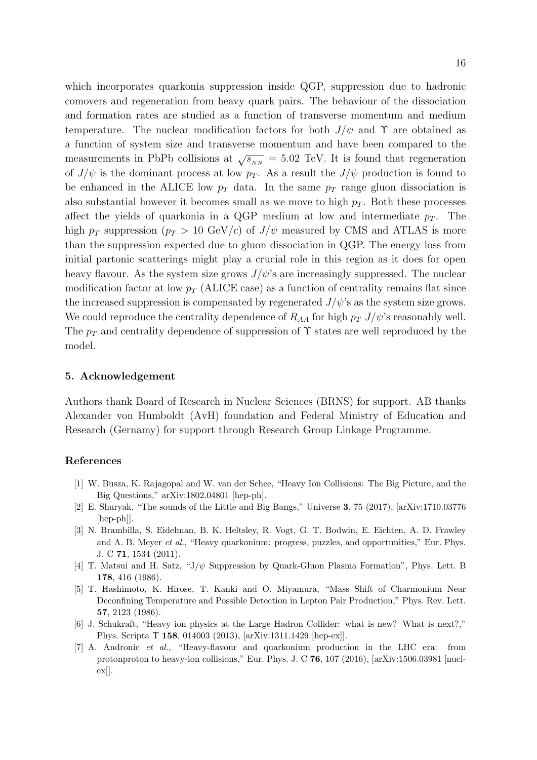which incorporates quarkonia suppression inside QGP, suppression due to hadronic comovers and regeneration from heavy quark pairs. The behaviour of the dissociation and formation rates are studied as a function of transverse momentum and medium temperature. The nuclear modification factors for both $J/\psi$ and $\Upsilon$ are obtained as a function of system size and transverse momentum and have been compared to the measurements in PbPb collisions at $\sqrt{s_{NN}} = 5.02$ TeV. It is found that regeneration of $J/\psi$ is the dominant process at low $p_T$. As a result the $J/\psi$ production is found to be enhanced in the ALICE low $p_T$ data. In the same $p_T$ range gluon dissociation is also substantial however it becomes small as we move to high $p_T$. Both these processes affect the yields of quarkonia in a QGP medium at low and intermediate $p_T$. The high $p_T$ suppression ($p_T > 10$ GeV/$c$) of $J/\psi$ measured by CMS and ATLAS is more than the suppression expected due to gluon dissociation in QGP. The energy loss from initial partonic scatterings might play a crucial role in this region as it does for open heavy flavour. As the system size grows $J/\psi$'s are increasingly suppressed. The nuclear modification factor at low $p_T$ (ALICE case) as a function of centrality remains flat since the increased suppression is compensated by regenerated $J/\psi$'s as the system size grows. We could reproduce the centrality dependence of $R_{AA}$ for high $p_T$ $J/\psi$'s reasonably well. The $p_T$ and centrality dependence of suppression of $\Upsilon$ states are well reproduced by the model.

## 5. Acknowledgement

Authors thank Board of Research in Nuclear Sciences (BRNS) for support. AB thanks Alexander von Humboldt (AvH) foundation and Federal Ministry of Education and Research (Gernamy) for support through Research Group Linkage Programme.

## References

[1] W. Busza, K. Rajagopal and W. van der Schee, "Heavy Ion Collisions: The Big Picture, and the Big Questions," arXiv:1802.04801 [hep-ph].

[2] E. Shuryak, "The sounds of the Little and Big Bangs," Universe **3**, 75 (2017), [arXiv:1710.03776 [hep-ph]].

[3] N. Brambilla, S. Eidelman, B. K. Heltsley, R. Vogt, G. T. Bodwin, E. Eichten, A. D. Frawley and A. B. Meyer *et al.*, "Heavy quarkonium: progress, puzzles, and opportunities," Eur. Phys. J. C **71**, 1534 (2011).

[4] T. Matsui and H. Satz, "J/$\psi$ Suppression by Quark-Gluon Plasma Formation", Phys. Lett. B **178**, 416 (1986).

[5] T. Hashimoto, K. Hirose, T. Kanki and O. Miyamura, "Mass Shift of Charmonium Near Deconfining Temperature and Possible Detection in Lepton Pair Production," Phys. Rev. Lett. **57**, 2123 (1986).

[6] J. Schukraft, "Heavy ion physics at the Large Hadron Collider: what is new? What is next?," Phys. Scripta T **158**, 014003 (2013), [arXiv:1311.1429 [hep-ex]].

[7] A. Andronic *et al.*, "Heavy-flavour and quarkonium production in the LHC era: from protonproton to heavy-ion collisions," Eur. Phys. J. C **76**, 107 (2016), [arXiv:1506.03981 [nucl-ex]].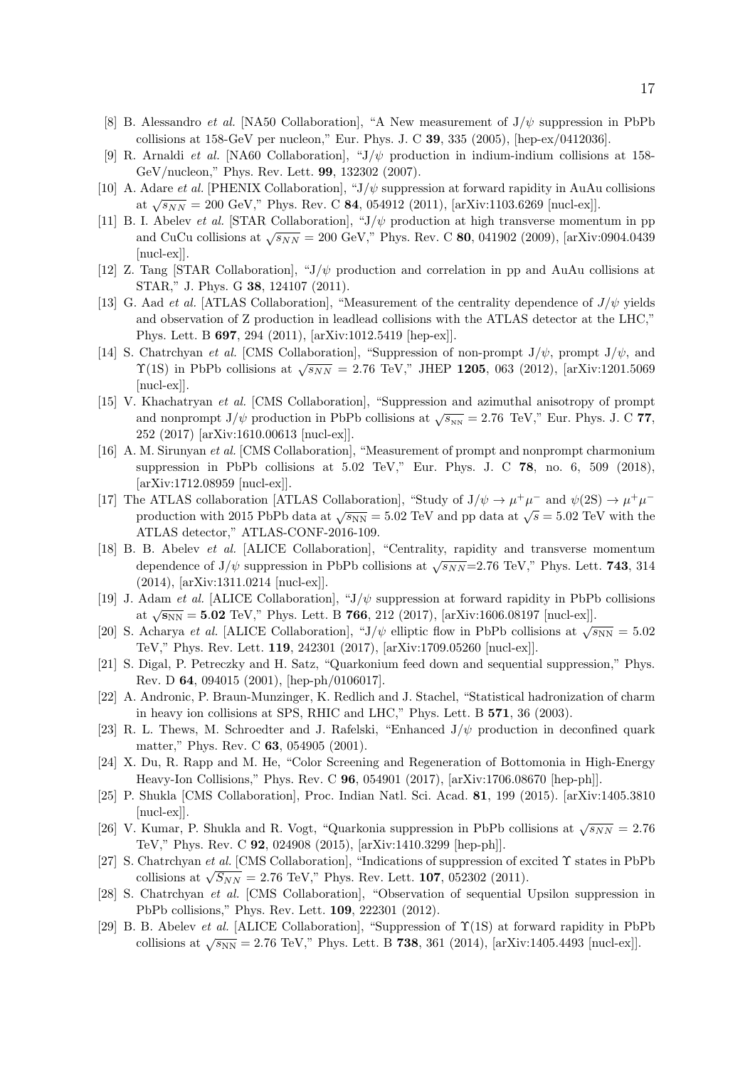[8] B. Alessandro *et al.* [NA50 Collaboration], "A New measurement of J/$\psi$ suppression in PbPb collisions at 158-GeV per nucleon," Eur. Phys. J. C **39**, 335 (2005), [hep-ex/0412036].

[9] R. Arnaldi *et al.* [NA60 Collaboration], "J/$\psi$ production in indium-indium collisions at 158-GeV/nucleon," Phys. Rev. Lett. **99**, 132302 (2007).

[10] A. Adare *et al.* [PHENIX Collaboration], "J/$\psi$ suppression at forward rapidity in AuAu collisions at $\sqrt{s_{NN}}$ = 200 GeV," Phys. Rev. C **84**, 054912 (2011), [arXiv:1103.6269 [nucl-ex]].

[11] B. I. Abelev *et al.* [STAR Collaboration], "J/$\psi$ production at high transverse momentum in pp and CuCu collisions at $\sqrt{s_{NN}}$ = 200 GeV," Phys. Rev. C **80**, 041902 (2009), [arXiv:0904.0439 [nucl-ex]].

[12] Z. Tang [STAR Collaboration], "J/$\psi$ production and correlation in pp and AuAu collisions at STAR," J. Phys. G **38**, 124107 (2011).

[13] G. Aad *et al.* [ATLAS Collaboration], "Measurement of the centrality dependence of $J/\psi$ yields and observation of Z production in leadlead collisions with the ATLAS detector at the LHC," Phys. Lett. B **697**, 294 (2011), [arXiv:1012.5419 [hep-ex]].

[14] S. Chatrchyan *et al.* [CMS Collaboration], "Suppression of non-prompt J/$\psi$, prompt J/$\psi$, and $\Upsilon$(1S) in PbPb collisions at $\sqrt{s_{NN}}$ = 2.76 TeV," JHEP **1205**, 063 (2012), [arXiv:1201.5069 [nucl-ex]].

[15] V. Khachatryan *et al.* [CMS Collaboration], "Suppression and azimuthal anisotropy of prompt and nonprompt J/$\psi$ production in PbPb collisions at $\sqrt{s_{\rm NN}}$ = 2.76 TeV," Eur. Phys. J. C **77**, 252 (2017) [arXiv:1610.00613 [nucl-ex]].

[16] A. M. Sirunyan *et al.* [CMS Collaboration], "Measurement of prompt and nonprompt charmonium suppression in PbPb collisions at 5.02 TeV," Eur. Phys. J. C **78**, no. 6, 509 (2018), [arXiv:1712.08959 [nucl-ex]].

[17] The ATLAS collaboration [ATLAS Collaboration], "Study of J/$\psi \to \mu^+\mu^-$ and $\psi$(2S) $\to \mu^+\mu^-$ production with 2015 PbPb data at $\sqrt{s_{\rm NN}}$ = 5.02 TeV and pp data at $\sqrt{s}$ = 5.02 TeV with the ATLAS detector," ATLAS-CONF-2016-109.

[18] B. B. Abelev *et al.* [ALICE Collaboration], "Centrality, rapidity and transverse momentum dependence of J/$\psi$ suppression in PbPb collisions at $\sqrt{s_{NN}}$=2.76 TeV," Phys. Lett. **743**, 314 (2014), [arXiv:1311.0214 [nucl-ex]].

[19] J. Adam *et al.* [ALICE Collaboration], "J/$\psi$ suppression at forward rapidity in PbPb collisions at $\sqrt{\mathbf{s_{NN}}}$ = **5.02** TeV," Phys. Lett. B **766**, 212 (2017), [arXiv:1606.08197 [nucl-ex]].

[20] S. Acharya *et al.* [ALICE Collaboration], "J/$\psi$ elliptic flow in PbPb collisions at $\sqrt{s_{\rm NN}}$ = 5.02 TeV," Phys. Rev. Lett. **119**, 242301 (2017), [arXiv:1709.05260 [nucl-ex]].

[21] S. Digal, P. Petreczky and H. Satz, "Quarkonium feed down and sequential suppression," Phys. Rev. D **64**, 094015 (2001), [hep-ph/0106017].

[22] A. Andronic, P. Braun-Munzinger, K. Redlich and J. Stachel, "Statistical hadronization of charm in heavy ion collisions at SPS, RHIC and LHC," Phys. Lett. B **571**, 36 (2003).

[23] R. L. Thews, M. Schroedter and J. Rafelski, "Enhanced J/$\psi$ production in deconfined quark matter," Phys. Rev. C **63**, 054905 (2001).

[24] X. Du, R. Rapp and M. He, "Color Screening and Regeneration of Bottomonia in High-Energy Heavy-Ion Collisions," Phys. Rev. C **96**, 054901 (2017), [arXiv:1706.08670 [hep-ph]].

[25] P. Shukla [CMS Collaboration], Proc. Indian Natl. Sci. Acad. **81**, 199 (2015). [arXiv:1405.3810 [nucl-ex]].

[26] V. Kumar, P. Shukla and R. Vogt, "Quarkonia suppression in PbPb collisions at $\sqrt{s_{NN}}$ = 2.76 TeV," Phys. Rev. C **92**, 024908 (2015), [arXiv:1410.3299 [hep-ph]].

[27] S. Chatrchyan *et al.* [CMS Collaboration], "Indications of suppression of excited $\Upsilon$ states in PbPb collisions at $\sqrt{S_{NN}}$ = 2.76 TeV," Phys. Rev. Lett. **107**, 052302 (2011).

[28] S. Chatrchyan *et al.* [CMS Collaboration], "Observation of sequential Upsilon suppression in PbPb collisions," Phys. Rev. Lett. **109**, 222301 (2012).

[29] B. B. Abelev *et al.* [ALICE Collaboration], "Suppression of $\Upsilon$(1S) at forward rapidity in PbPb collisions at $\sqrt{s_{\rm NN}}$ = 2.76 TeV," Phys. Lett. B **738**, 361 (2014), [arXiv:1405.4493 [nucl-ex]].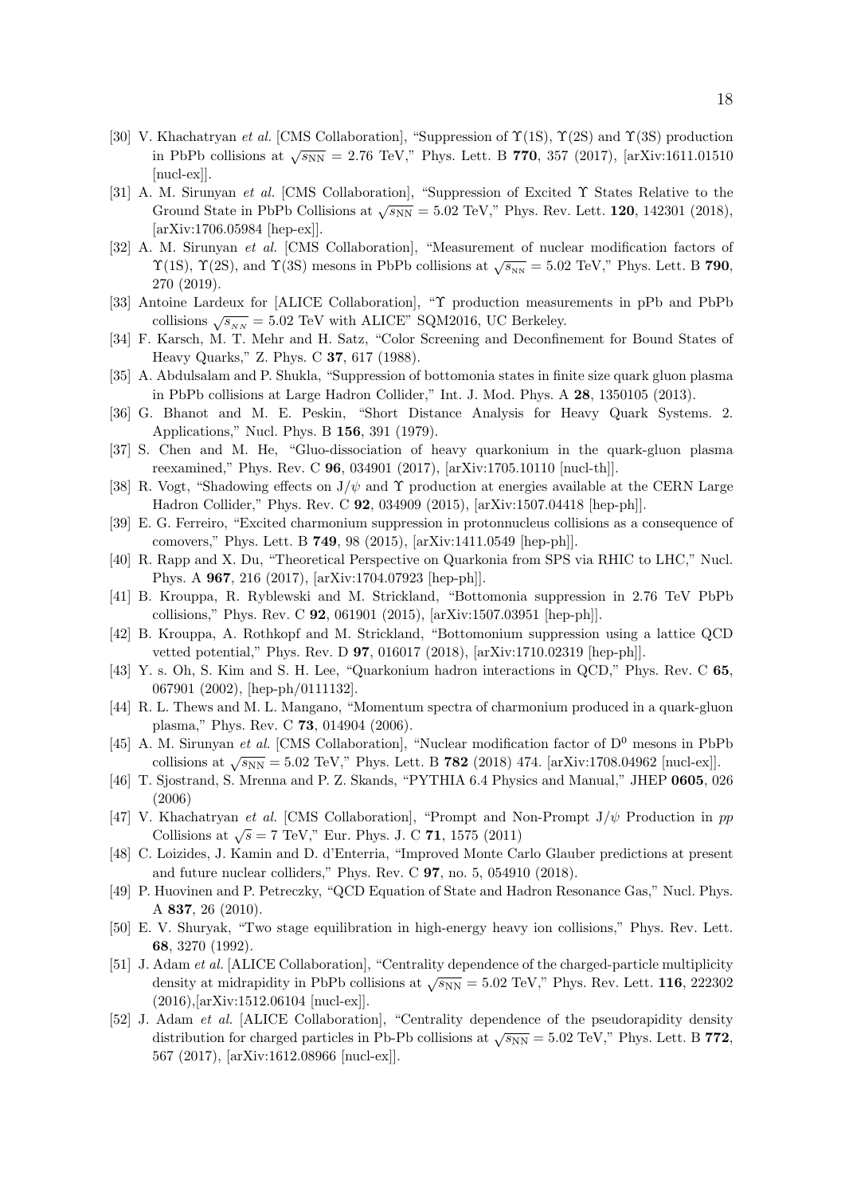[30] V. Khachatryan *et al.* [CMS Collaboration], "Suppression of $\Upsilon$(1S), $\Upsilon$(2S) and $\Upsilon$(3S) production in PbPb collisions at $\sqrt{s_{\rm NN}}$ = 2.76 TeV," Phys. Lett. B **770**, 357 (2017), [arXiv:1611.01510 [nucl-ex]].

[31] A. M. Sirunyan *et al.* [CMS Collaboration], "Suppression of Excited $\Upsilon$ States Relative to the Ground State in PbPb Collisions at $\sqrt{s_{\rm NN}}$ = 5.02 TeV," Phys. Rev. Lett. **120**, 142301 (2018), [arXiv:1706.05984 [hep-ex]].

[32] A. M. Sirunyan *et al.* [CMS Collaboration], "Measurement of nuclear modification factors of $\Upsilon$(1S), $\Upsilon$(2S), and $\Upsilon$(3S) mesons in PbPb collisions at $\sqrt{s_{_{NN}}}$ = 5.02 TeV," Phys. Lett. B **790**, 270 (2019).

[33] Antoine Lardeux for [ALICE Collaboration], "$\Upsilon$ production measurements in pPb and PbPb collisions $\sqrt{s_{_{NN}}}$ = 5.02 TeV with ALICE" SQM2016, UC Berkeley.

[34] F. Karsch, M. T. Mehr and H. Satz, "Color Screening and Deconfinement for Bound States of Heavy Quarks," Z. Phys. C **37**, 617 (1988).

[35] A. Abdulsalam and P. Shukla, "Suppression of bottomonia states in finite size quark gluon plasma in PbPb collisions at Large Hadron Collider," Int. J. Mod. Phys. A **28**, 1350105 (2013).

[36] G. Bhanot and M. E. Peskin, "Short Distance Analysis for Heavy Quark Systems. 2. Applications," Nucl. Phys. B **156**, 391 (1979).

[37] S. Chen and M. He, "Gluo-dissociation of heavy quarkonium in the quark-gluon plasma reexamined," Phys. Rev. C **96**, 034901 (2017), [arXiv:1705.10110 [nucl-th]].

[38] R. Vogt, "Shadowing effects on J/$\psi$ and $\Upsilon$ production at energies available at the CERN Large Hadron Collider," Phys. Rev. C **92**, 034909 (2015), [arXiv:1507.04418 [hep-ph]].

[39] E. G. Ferreiro, "Excited charmonium suppression in protonnucleus collisions as a consequence of comovers," Phys. Lett. B **749**, 98 (2015), [arXiv:1411.0549 [hep-ph]].

[40] R. Rapp and X. Du, "Theoretical Perspective on Quarkonia from SPS via RHIC to LHC," Nucl. Phys. A **967**, 216 (2017), [arXiv:1704.07923 [hep-ph]].

[41] B. Krouppa, R. Ryblewski and M. Strickland, "Bottomonia suppression in 2.76 TeV PbPb collisions," Phys. Rev. C **92**, 061901 (2015), [arXiv:1507.03951 [hep-ph]].

[42] B. Krouppa, A. Rothkopf and M. Strickland, "Bottomonium suppression using a lattice QCD vetted potential," Phys. Rev. D **97**, 016017 (2018), [arXiv:1710.02319 [hep-ph]].

[43] Y. s. Oh, S. Kim and S. H. Lee, "Quarkonium hadron interactions in QCD," Phys. Rev. C **65**, 067901 (2002), [hep-ph/0111132].

[44] R. L. Thews and M. L. Mangano, "Momentum spectra of charmonium produced in a quark-gluon plasma," Phys. Rev. C **73**, 014904 (2006).

[45] A. M. Sirunyan *et al.* [CMS Collaboration], "Nuclear modification factor of D$^0$ mesons in PbPb collisions at $\sqrt{s_{\rm NN}}$ = 5.02 TeV," Phys. Lett. B **782** (2018) 474. [arXiv:1708.04962 [nucl-ex]].

[46] T. Sjostrand, S. Mrenna and P. Z. Skands, "PYTHIA 6.4 Physics and Manual," JHEP **0605**, 026 (2006)

[47] V. Khachatryan *et al.* [CMS Collaboration], "Prompt and Non-Prompt J/$\psi$ Production in *pp* Collisions at $\sqrt{s}$ = 7 TeV," Eur. Phys. J. C **71**, 1575 (2011)

[48] C. Loizides, J. Kamin and D. d'Enterria, "Improved Monte Carlo Glauber predictions at present and future nuclear colliders," Phys. Rev. C **97**, no. 5, 054910 (2018).

[49] P. Huovinen and P. Petreczky, "QCD Equation of State and Hadron Resonance Gas," Nucl. Phys. A **837**, 26 (2010).

[50] E. V. Shuryak, "Two stage equilibration in high-energy heavy ion collisions," Phys. Rev. Lett. **68**, 3270 (1992).

[51] J. Adam *et al.* [ALICE Collaboration], "Centrality dependence of the charged-particle multiplicity density at midrapidity in PbPb collisions at $\sqrt{s_{\rm NN}}$ = 5.02 TeV," Phys. Rev. Lett. **116**, 222302 (2016),[arXiv:1512.06104 [nucl-ex]].

[52] J. Adam *et al.* [ALICE Collaboration], "Centrality dependence of the pseudorapidity density distribution for charged particles in Pb-Pb collisions at $\sqrt{s_{\rm NN}}$ = 5.02 TeV," Phys. Lett. B **772**, 567 (2017), [arXiv:1612.08966 [nucl-ex]].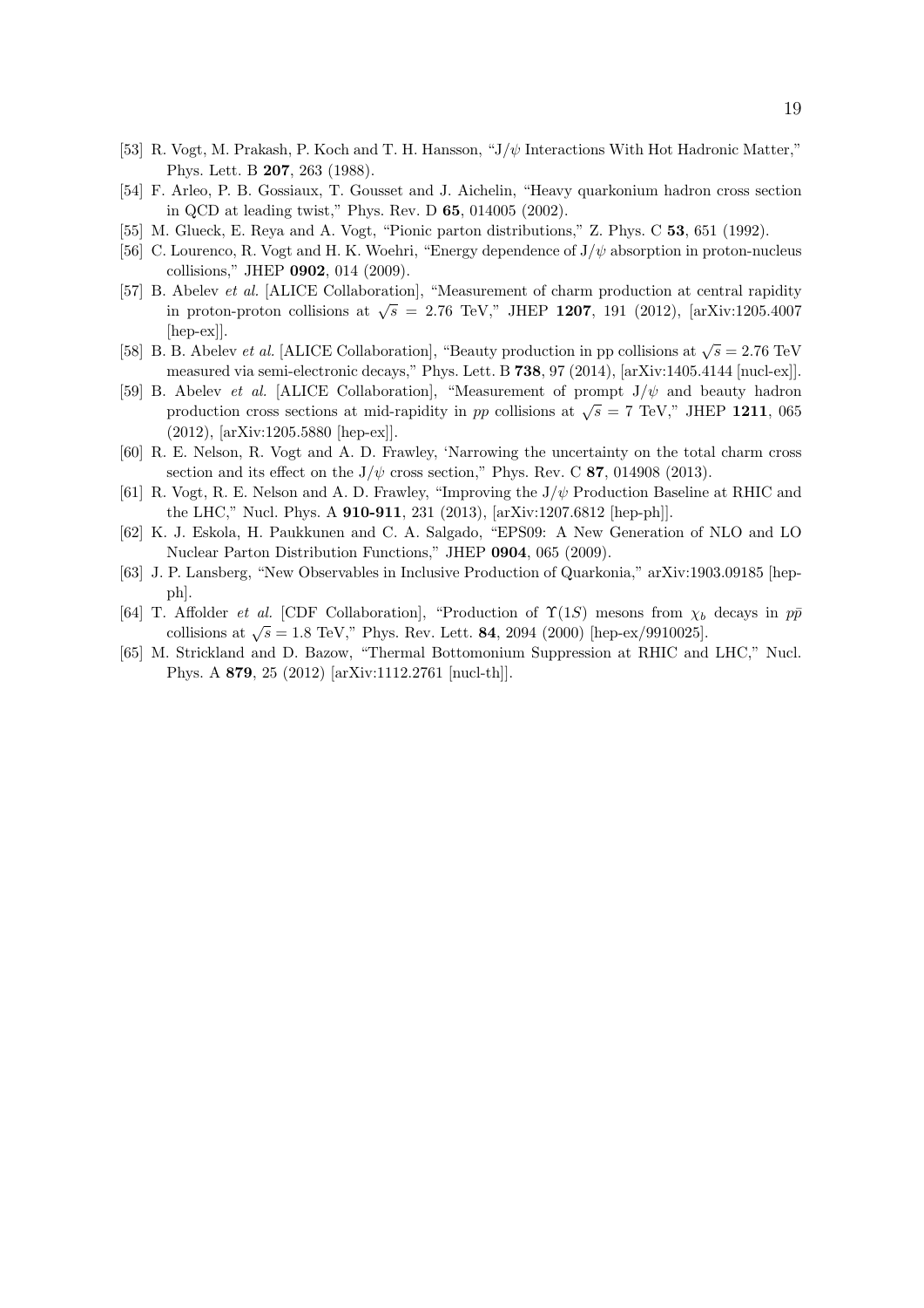[53] R. Vogt, M. Prakash, P. Koch and T. H. Hansson, "J/$\psi$ Interactions With Hot Hadronic Matter," Phys. Lett. B **207**, 263 (1988).

[54] F. Arleo, P. B. Gossiaux, T. Gousset and J. Aichelin, "Heavy quarkonium hadron cross section in QCD at leading twist," Phys. Rev. D **65**, 014005 (2002).

[55] M. Glueck, E. Reya and A. Vogt, "Pionic parton distributions," Z. Phys. C **53**, 651 (1992).

[56] C. Lourenco, R. Vogt and H. K. Woehri, "Energy dependence of J/$\psi$ absorption in proton-nucleus collisions," JHEP **0902**, 014 (2009).

[57] B. Abelev *et al.* [ALICE Collaboration], "Measurement of charm production at central rapidity in proton-proton collisions at $\sqrt{s}$ = 2.76 TeV," JHEP **1207**, 191 (2012), [arXiv:1205.4007 [hep-ex]].

[58] B. B. Abelev *et al.* [ALICE Collaboration], "Beauty production in pp collisions at $\sqrt{s} = 2.76$ TeV measured via semi-electronic decays," Phys. Lett. B **738**, 97 (2014), [arXiv:1405.4144 [nucl-ex]].

[59] B. Abelev *et al.* [ALICE Collaboration], "Measurement of prompt J/$\psi$ and beauty hadron production cross sections at mid-rapidity in *pp* collisions at $\sqrt{s}$ = 7 TeV," JHEP **1211**, 065 (2012), [arXiv:1205.5880 [hep-ex]].

[60] R. E. Nelson, R. Vogt and A. D. Frawley, 'Narrowing the uncertainty on the total charm cross section and its effect on the J/$\psi$ cross section," Phys. Rev. C **87**, 014908 (2013).

[61] R. Vogt, R. E. Nelson and A. D. Frawley, "Improving the J/$\psi$ Production Baseline at RHIC and the LHC," Nucl. Phys. A **910-911**, 231 (2013), [arXiv:1207.6812 [hep-ph]].

[62] K. J. Eskola, H. Paukkunen and C. A. Salgado, "EPS09: A New Generation of NLO and LO Nuclear Parton Distribution Functions," JHEP **0904**, 065 (2009).

[63] J. P. Lansberg, "New Observables in Inclusive Production of Quarkonia," arXiv:1903.09185 [hep-ph].

[64] T. Affolder *et al.* [CDF Collaboration], "Production of $\Upsilon(1S)$ mesons from $\chi_b$ decays in $p\bar{p}$ collisions at $\sqrt{s} = 1.8$ TeV," Phys. Rev. Lett. **84**, 2094 (2000) [hep-ex/9910025].

[65] M. Strickland and D. Bazow, "Thermal Bottomonium Suppression at RHIC and LHC," Nucl. Phys. A **879**, 25 (2012) [arXiv:1112.2761 [nucl-th]].